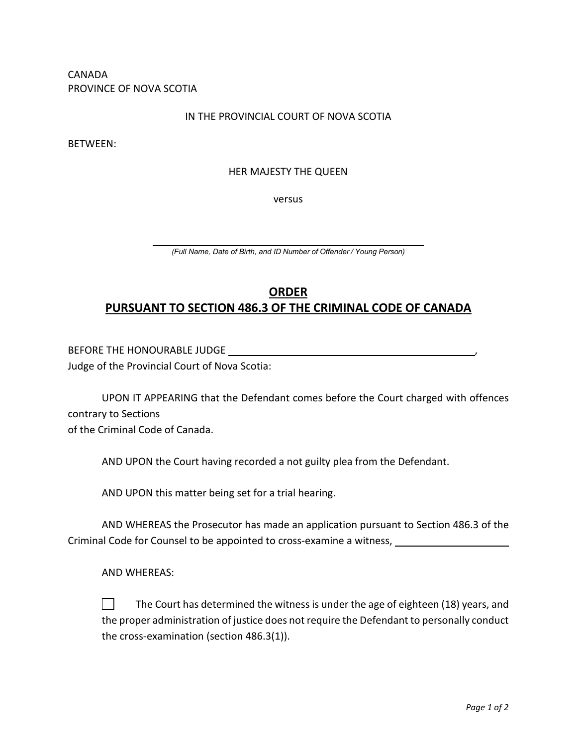CANADA
PROVINCE OF NOVA SCOTIA

IN THE PROVINCIAL COURT OF NOVA SCOTIA

BETWEEN:

HER MAJESTY THE QUEEN

versus

\_\_\_\_\_\_\_\_\_\_\_\_\_\_\_\_\_\_\_\_\_\_\_\_\_\_\_\_\_\_\_\_\_\_\_\_\_\_\_\_\_\_\_\_

*(Full Name, Date of Birth, and ID Number of Offender / Young Person)*

# ORDER
## PURSUANT TO SECTION 486.3 OF THE CRIMINAL CODE OF CANADA

BEFORE THE HONOURABLE JUDGE \_\_\_\_\_\_\_\_\_\_\_\_\_\_\_\_\_\_\_\_\_\_\_\_\_\_\_\_\_\_\_\_\_\_\_\_\_\_\_\_,
Judge of the Provincial Court of Nova Scotia:

UPON IT APPEARING that the Defendant comes before the Court charged with offences contrary to Sections \_\_\_\_\_\_\_\_\_\_\_\_\_\_\_\_\_\_\_\_\_\_\_\_\_\_\_\_\_\_\_\_\_\_\_\_\_\_\_\_\_\_\_\_\_\_\_\_\_\_\_\_\_\_\_\_\_\_
of the Criminal Code of Canada.

AND UPON the Court having recorded a not guilty plea from the Defendant.

AND UPON this matter being set for a trial hearing.

AND WHEREAS the Prosecutor has made an application pursuant to Section 486.3 of the Criminal Code for Counsel to be appointed to cross-examine a witness, \_\_\_\_\_\_\_\_\_\_\_\_\_\_\_\_\_\_\_\_

AND WHEREAS:

☐ The Court has determined the witness is under the age of eighteen (18) years, and the proper administration of justice does not require the Defendant to personally conduct the cross-examination (section 486.3(1)).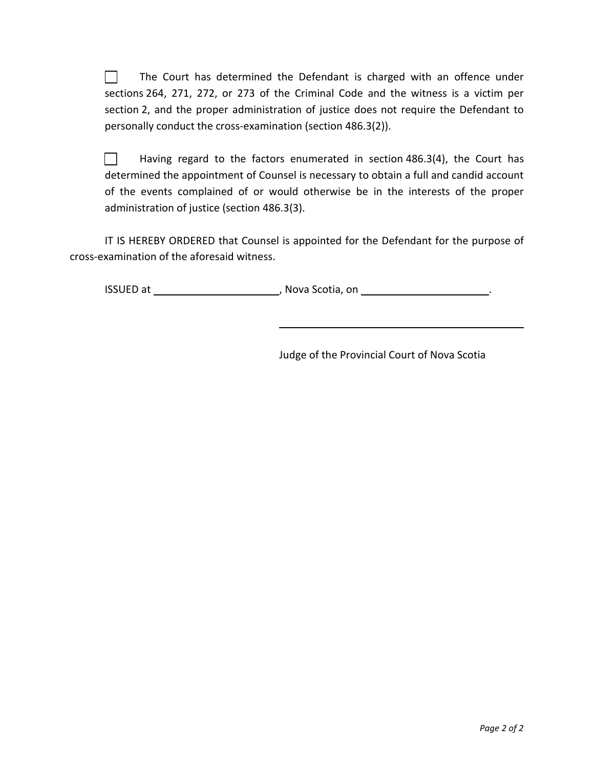☐ The Court has determined the Defendant is charged with an offence under sections 264, 271, 272, or 273 of the Criminal Code and the witness is a victim per section 2, and the proper administration of justice does not require the Defendant to personally conduct the cross-examination (section 486.3(2)).

☐ Having regard to the factors enumerated in section 486.3(4), the Court has determined the appointment of Counsel is necessary to obtain a full and candid account of the events complained of or would otherwise be in the interests of the proper administration of justice (section 486.3(3).

IT IS HEREBY ORDERED that Counsel is appointed for the Defendant for the purpose of cross-examination of the aforesaid witness.

ISSUED at ______________________, Nova Scotia, on ______________________.

____________________________________________

Judge of the Provincial Court of Nova Scotia